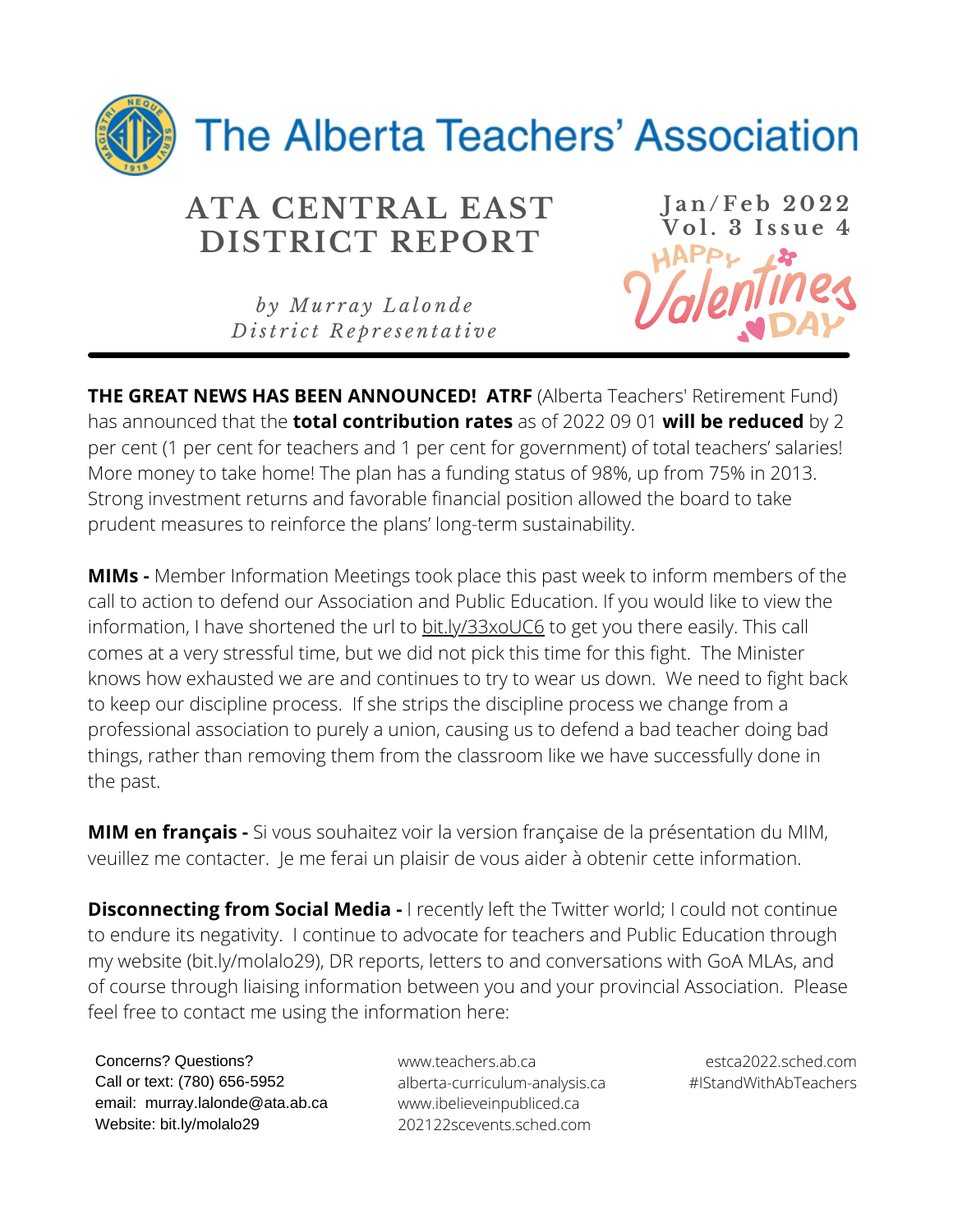# The Alberta Teachers' Association

## ATA CENTRAL EAST DISTRICT REPORT

*by Murray Lalonde*
*District Representative*

Jan/Feb 2022
Vol. 3 Issue 4

HAPPY Valentines DAY

**THE GREAT NEWS HAS BEEN ANNOUNCED! ATRF** (Alberta Teachers' Retirement Fund) has announced that the **total contribution rates** as of 2022 09 01 **will be reduced** by 2 per cent (1 per cent for teachers and 1 per cent for government) of total teachers' salaries! More money to take home! The plan has a funding status of 98%, up from 75% in 2013. Strong investment returns and favorable financial position allowed the board to take prudent measures to reinforce the plans' long-term sustainability.

**MIMs -** Member Information Meetings took place this past week to inform members of the call to action to defend our Association and Public Education. If you would like to view the information, I have shortened the url to bit.ly/33xoUC6 to get you there easily. This call comes at a very stressful time, but we did not pick this time for this fight. The Minister knows how exhausted we are and continues to try to wear us down. We need to fight back to keep our discipline process. If she strips the discipline process we change from a professional association to purely a union, causing us to defend a bad teacher doing bad things, rather than removing them from the classroom like we have successfully done in the past.

**MIM en français -** Si vous souhaitez voir la version française de la présentation du MIM, veuillez me contacter. Je me ferai un plaisir de vous aider à obtenir cette information.

**Disconnecting from Social Media -** I recently left the Twitter world; I could not continue to endure its negativity. I continue to advocate for teachers and Public Education through my website (bit.ly/molalo29), DR reports, letters to and conversations with GoA MLAs, and of course through liaising information between you and your provincial Association. Please feel free to contact me using the information here:

Concerns? Questions?
Call or text: (780) 656-5952
email: murray.lalonde@ata.ab.ca
Website: bit.ly/molalo29

www.teachers.ab.ca
alberta-curriculum-analysis.ca
www.ibelieveinpubliced.ca
202122scevents.sched.com

estca2022.sched.com
#IStandWithAbTeachers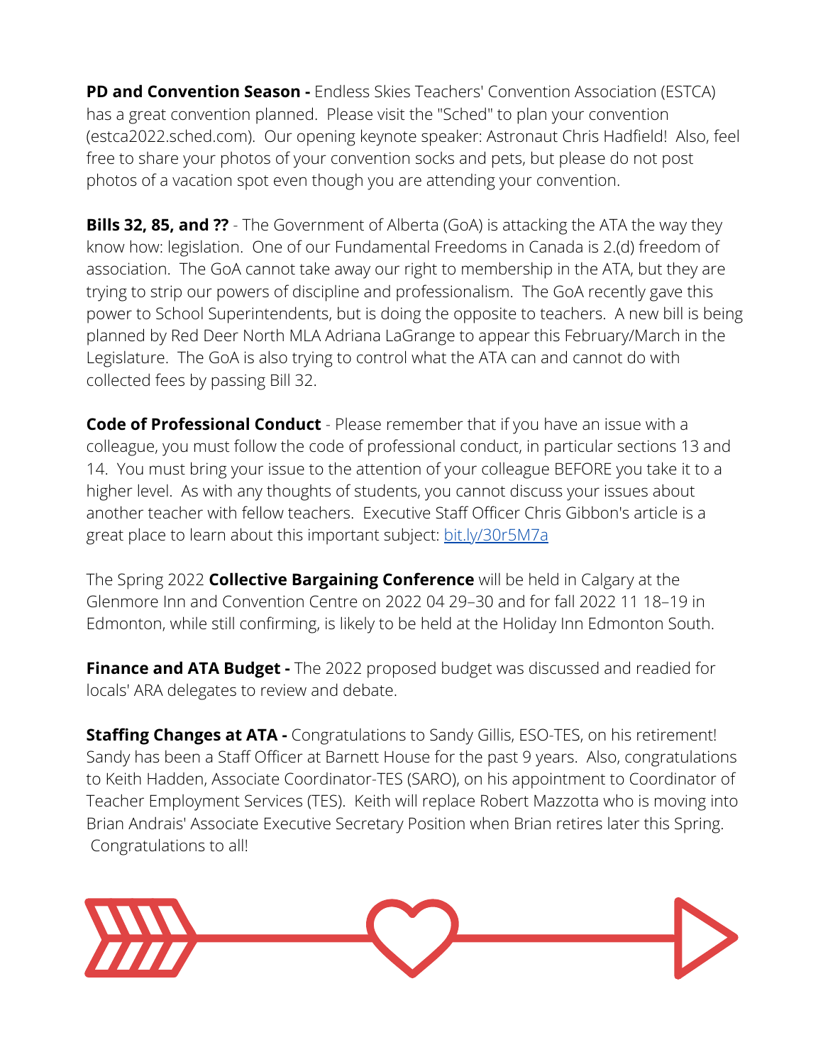**PD and Convention Season -** Endless Skies Teachers' Convention Association (ESTCA) has a great convention planned. Please visit the "Sched" to plan your convention (estca2022.sched.com). Our opening keynote speaker: Astronaut Chris Hadfield! Also, feel free to share your photos of your convention socks and pets, but please do not post photos of a vacation spot even though you are attending your convention.

**Bills 32, 85, and ??** - The Government of Alberta (GoA) is attacking the ATA the way they know how: legislation. One of our Fundamental Freedoms in Canada is 2.(d) freedom of association. The GoA cannot take away our right to membership in the ATA, but they are trying to strip our powers of discipline and professionalism. The GoA recently gave this power to School Superintendents, but is doing the opposite to teachers. A new bill is being planned by Red Deer North MLA Adriana LaGrange to appear this February/March in the Legislature. The GoA is also trying to control what the ATA can and cannot do with collected fees by passing Bill 32.

**Code of Professional Conduct** - Please remember that if you have an issue with a colleague, you must follow the code of professional conduct, in particular sections 13 and 14. You must bring your issue to the attention of your colleague BEFORE you take it to a higher level. As with any thoughts of students, you cannot discuss your issues about another teacher with fellow teachers. Executive Staff Officer Chris Gibbon's article is a great place to learn about this important subject: [bit.ly/30r5M7a](bit.ly/30r5M7a)

The Spring 2022 **Collective Bargaining Conference** will be held in Calgary at the Glenmore Inn and Convention Centre on 2022 04 29–30 and for fall 2022 11 18–19 in Edmonton, while still confirming, is likely to be held at the Holiday Inn Edmonton South.

**Finance and ATA Budget -** The 2022 proposed budget was discussed and readied for locals' ARA delegates to review and debate.

**Staffing Changes at ATA -** Congratulations to Sandy Gillis, ESO-TES, on his retirement! Sandy has been a Staff Officer at Barnett House for the past 9 years. Also, congratulations to Keith Hadden, Associate Coordinator-TES (SARO), on his appointment to Coordinator of Teacher Employment Services (TES). Keith will replace Robert Mazzotta who is moving into Brian Andrais' Associate Executive Secretary Position when Brian retires later this Spring. Congratulations to all!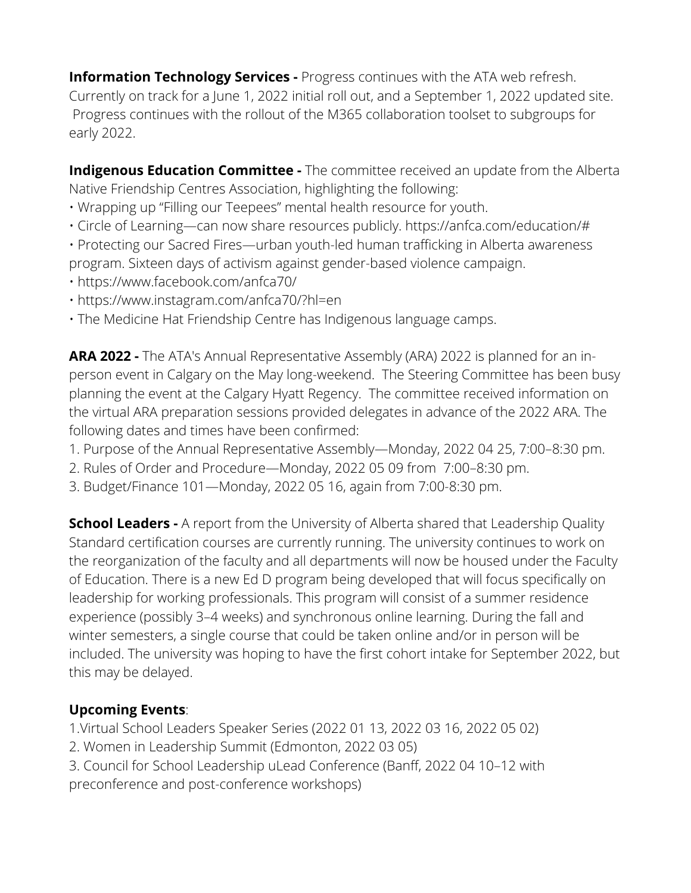**Information Technology Services -** Progress continues with the ATA web refresh. Currently on track for a June 1, 2022 initial roll out, and a September 1, 2022 updated site. Progress continues with the rollout of the M365 collaboration toolset to subgroups for early 2022.

**Indigenous Education Committee -** The committee received an update from the Alberta Native Friendship Centres Association, highlighting the following:

- Wrapping up "Filling our Teepees" mental health resource for youth.
- Circle of Learning—can now share resources publicly. https://anfca.com/education/#
- Protecting our Sacred Fires—urban youth-led human trafficking in Alberta awareness program. Sixteen days of activism against gender-based violence campaign.
- https://www.facebook.com/anfca70/
- https://www.instagram.com/anfca70/?hl=en
- The Medicine Hat Friendship Centre has Indigenous language camps.

**ARA 2022 -** The ATA's Annual Representative Assembly (ARA) 2022 is planned for an in-person event in Calgary on the May long-weekend. The Steering Committee has been busy planning the event at the Calgary Hyatt Regency. The committee received information on the virtual ARA preparation sessions provided delegates in advance of the 2022 ARA. The following dates and times have been confirmed:

1. Purpose of the Annual Representative Assembly—Monday, 2022 04 25, 7:00–8:30 pm.
2. Rules of Order and Procedure—Monday, 2022 05 09 from 7:00–8:30 pm.
3. Budget/Finance 101—Monday, 2022 05 16, again from 7:00-8:30 pm.

**School Leaders -** A report from the University of Alberta shared that Leadership Quality Standard certification courses are currently running. The university continues to work on the reorganization of the faculty and all departments will now be housed under the Faculty of Education. There is a new Ed D program being developed that will focus specifically on leadership for working professionals. This program will consist of a summer residence experience (possibly 3–4 weeks) and synchronous online learning. During the fall and winter semesters, a single course that could be taken online and/or in person will be included. The university was hoping to have the first cohort intake for September 2022, but this may be delayed.

**Upcoming Events**:

1. Virtual School Leaders Speaker Series (2022 01 13, 2022 03 16, 2022 05 02)
2. Women in Leadership Summit (Edmonton, 2022 03 05)
3. Council for School Leadership uLead Conference (Banff, 2022 04 10–12 with preconference and post-conference workshops)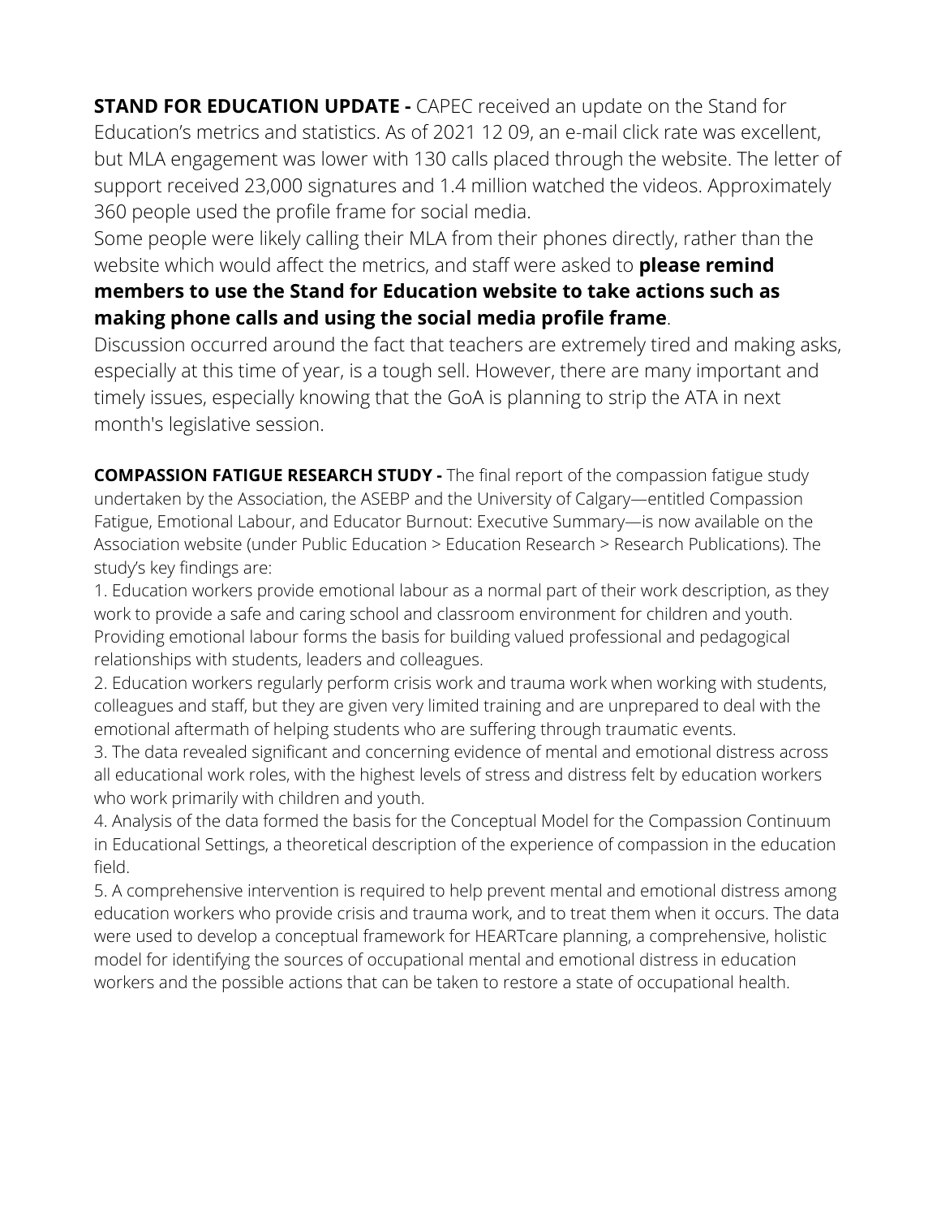**STAND FOR EDUCATION UPDATE -** CAPEC received an update on the Stand for Education's metrics and statistics. As of 2021 12 09, an e-mail click rate was excellent, but MLA engagement was lower with 130 calls placed through the website. The letter of support received 23,000 signatures and 1.4 million watched the videos. Approximately 360 people used the profile frame for social media.

Some people were likely calling their MLA from their phones directly, rather than the website which would affect the metrics, and staff were asked to **please remind members to use the Stand for Education website to take actions such as making phone calls and using the social media profile frame**.

Discussion occurred around the fact that teachers are extremely tired and making asks, especially at this time of year, is a tough sell. However, there are many important and timely issues, especially knowing that the GoA is planning to strip the ATA in next month's legislative session.

**COMPASSION FATIGUE RESEARCH STUDY -** The final report of the compassion fatigue study undertaken by the Association, the ASEBP and the University of Calgary—entitled Compassion Fatigue, Emotional Labour, and Educator Burnout: Executive Summary—is now available on the Association website (under Public Education > Education Research > Research Publications). The study's key findings are:

1. Education workers provide emotional labour as a normal part of their work description, as they work to provide a safe and caring school and classroom environment for children and youth. Providing emotional labour forms the basis for building valued professional and pedagogical relationships with students, leaders and colleagues.
2. Education workers regularly perform crisis work and trauma work when working with students, colleagues and staff, but they are given very limited training and are unprepared to deal with the emotional aftermath of helping students who are suffering through traumatic events.
3. The data revealed significant and concerning evidence of mental and emotional distress across all educational work roles, with the highest levels of stress and distress felt by education workers who work primarily with children and youth.
4. Analysis of the data formed the basis for the Conceptual Model for the Compassion Continuum in Educational Settings, a theoretical description of the experience of compassion in the education field.
5. A comprehensive intervention is required to help prevent mental and emotional distress among education workers who provide crisis and trauma work, and to treat them when it occurs. The data were used to develop a conceptual framework for HEARTcare planning, a comprehensive, holistic model for identifying the sources of occupational mental and emotional distress in education workers and the possible actions that can be taken to restore a state of occupational health.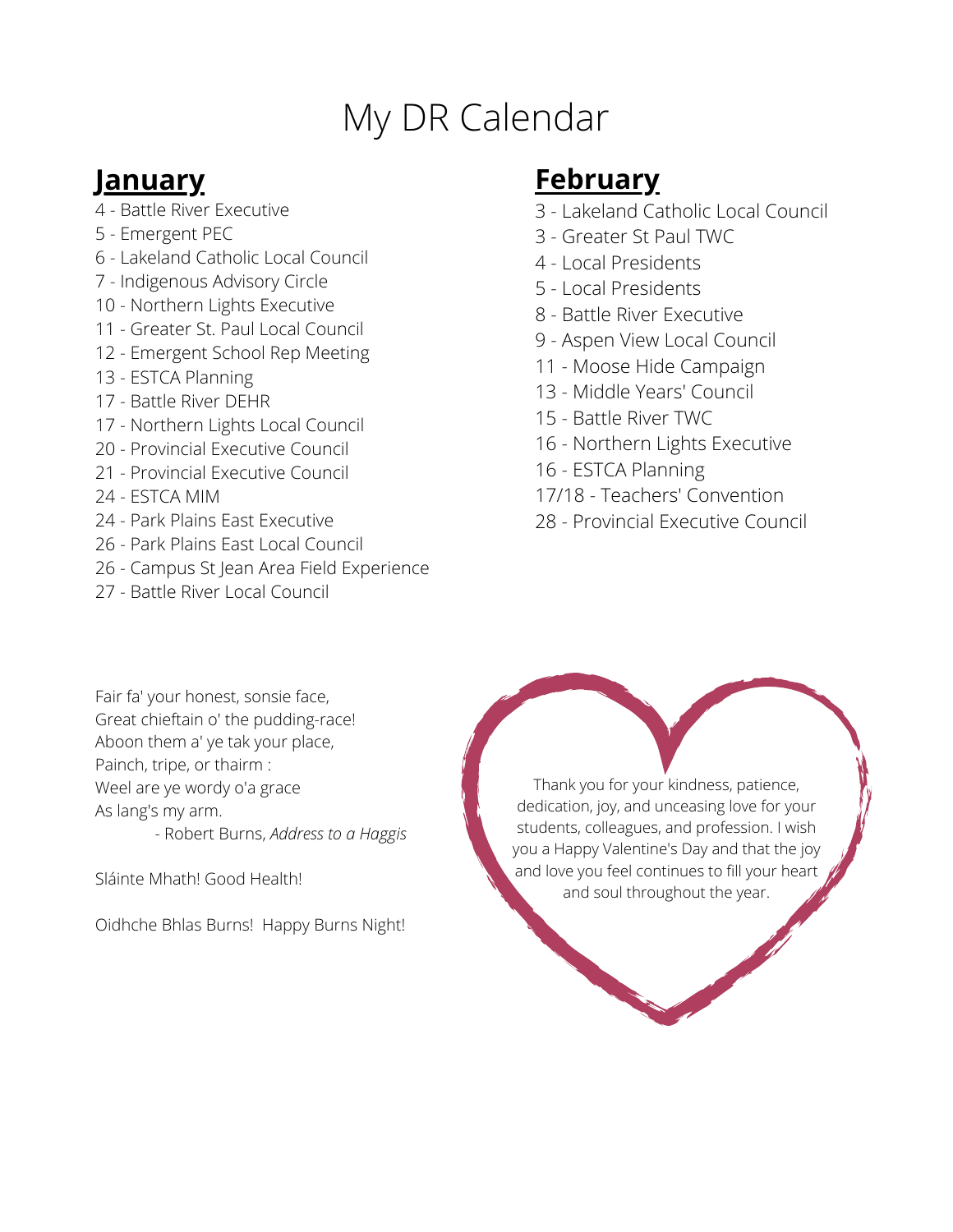# My DR Calendar

## January

4 - Battle River Executive
5 - Emergent PEC
6 - Lakeland Catholic Local Council
7 - Indigenous Advisory Circle
10 - Northern Lights Executive
11 - Greater St. Paul Local Council
12 - Emergent School Rep Meeting
13 - ESTCA Planning
17 - Battle River DEHR
17 - Northern Lights Local Council
20 - Provincial Executive Council
21 - Provincial Executive Council
24 - ESTCA MIM
24 - Park Plains East Executive
26 - Park Plains East Local Council
26 - Campus St Jean Area Field Experience
27 - Battle River Local Council

## February

3 - Lakeland Catholic Local Council
3 - Greater St Paul TWC
4 - Local Presidents
5 - Local Presidents
8 - Battle River Executive
9 - Aspen View Local Council
11 - Moose Hide Campaign
13 - Middle Years' Council
15 - Battle River TWC
16 - Northern Lights Executive
16 - ESTCA Planning
17/18 - Teachers' Convention
28 - Provincial Executive Council

Fair fa' your honest, sonsie face,
Great chieftain o' the pudding-race!
Aboon them a' ye tak your place,
Painch, tripe, or thairm :
Weel are ye wordy o'a grace
As lang's my arm.

- Robert Burns, *Address to a Haggis*

Sláinte Mhath! Good Health!

Oidhche Bhlas Burns! Happy Burns Night!

Thank you for your kindness, patience, dedication, joy, and unceasing love for your students, colleagues, and profession. I wish you a Happy Valentine's Day and that the joy and love you feel continues to fill your heart and soul throughout the year.